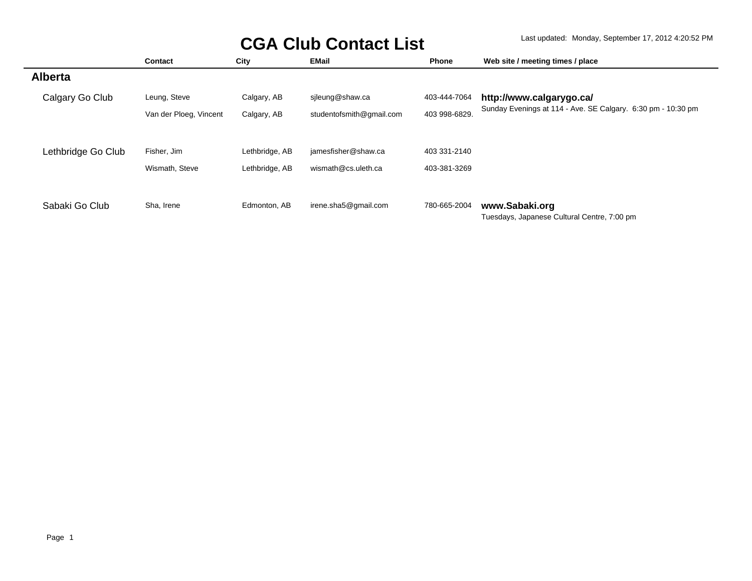# CGA Club Contact List

Last updated: Monday, September 17, 2012 4:20:52 PM

| | Contact | City | EMail | Phone | Web site / meeting times / place |
|---|---|---|---|---|---|
| **Alberta** | | | | | |
| Calgary Go Club | Leung, Steve | Calgary, AB | sjleung@shaw.ca | 403-444-7064 | **http://www.calgarygo.ca/** Sunday Evenings at 114 - Ave. SE Calgary. 6:30 pm - 10:30 pm |
| | Van der Ploeg, Vincent | Calgary, AB | studentofsmith@gmail.com | 403 998-6829. | |
| Lethbridge Go Club | Fisher, Jim | Lethbridge, AB | jamesfisher@shaw.ca | 403 331-2140 | |
| | Wismath, Steve | Lethbridge, AB | wismath@cs.uleth.ca | 403-381-3269 | |
| Sabaki Go Club | Sha, Irene | Edmonton, AB | irene.sha5@gmail.com | 780-665-2004 | **www.Sabaki.org** Tuesdays, Japanese Cultural Centre, 7:00 pm |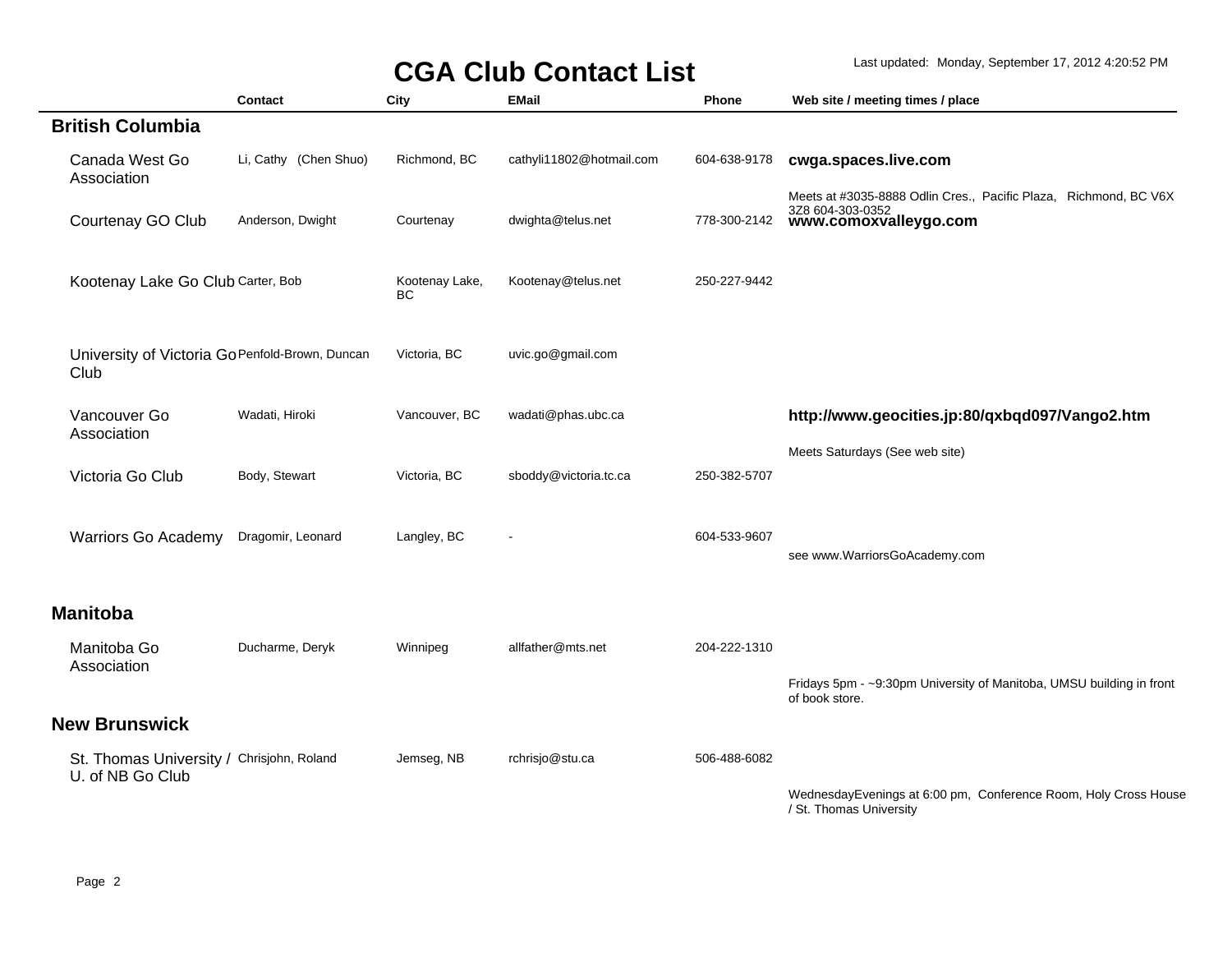# CGA Club Contact List

Last updated: Monday, September 17, 2012 4:20:52 PM

| | Contact | City | EMail | Phone | Web site / meeting times / place |
|---|---|---|---|---|---|
| **British Columbia** | | | | | |
| Canada West Go Association | Li, Cathy (Chen Shuo) | Richmond, BC | cathyli11802@hotmail.com | 604-638-9178 | **cwga.spaces.live.com** Meets at #3035-8888 Odlin Cres., Pacific Plaza, Richmond, BC V6X 3Z8 604-303-0352 |
| Courtenay GO Club | Anderson, Dwight | Courtenay | dwighta@telus.net | 778-300-2142 | **www.comoxvalleygo.com** |
| Kootenay Lake Go Club | Carter, Bob | Kootenay Lake, BC | Kootenay@telus.net | 250-227-9442 | |
| University of Victoria Go Club | Penfold-Brown, Duncan | Victoria, BC | uvic.go@gmail.com | | |
| Vancouver Go Association | Wadati, Hiroki | Vancouver, BC | wadati@phas.ubc.ca | | **http://www.geocities.jp:80/qxbqd097/Vango2.htm** Meets Saturdays (See web site) |
| Victoria Go Club | Body, Stewart | Victoria, BC | sboddy@victoria.tc.ca | 250-382-5707 | |
| Warriors Go Academy | Dragomir, Leonard | Langley, BC | - | 604-533-9607 | see www.WarriorsGoAcademy.com |
| **Manitoba** | | | | | |
| Manitoba Go Association | Ducharme, Deryk | Winnipeg | allfather@mts.net | 204-222-1310 | Fridays 5pm - ~9:30pm University of Manitoba, UMSU building in front of book store. |
| **New Brunswick** | | | | | |
| St. Thomas University / U. of NB Go Club | Chrisjohn, Roland | Jemseg, NB | rchrisjo@stu.ca | 506-488-6082 | WednesdayEvenings at 6:00 pm, Conference Room, Holy Cross House / St. Thomas University |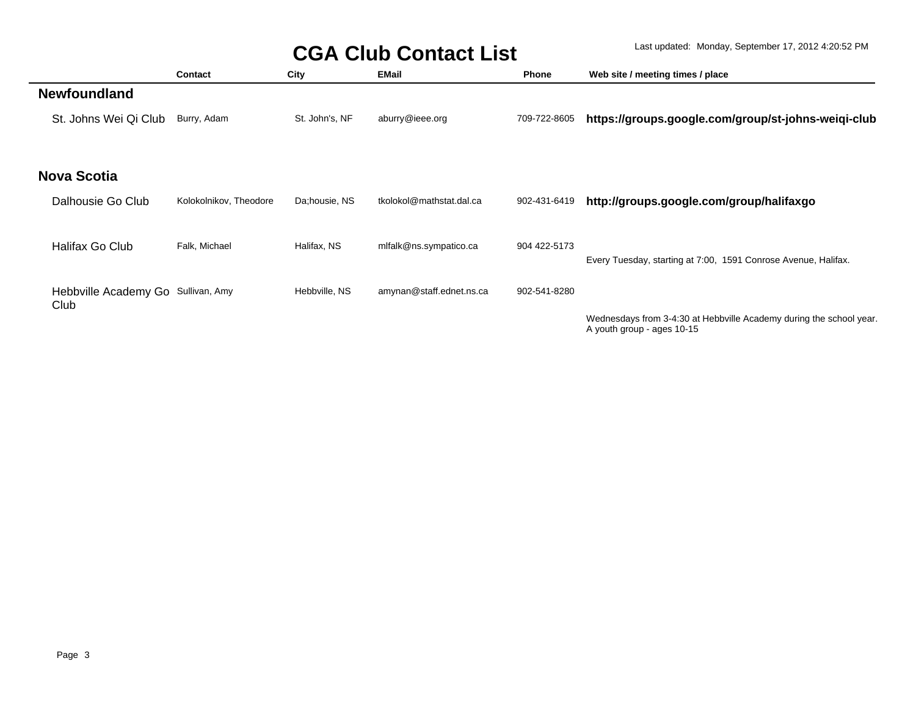# CGA Club Contact List

Last updated: Monday, September 17, 2012 4:20:52 PM

| | Contact | City | EMail | Phone | Web site / meeting times / place |
|---|---|---|---|---|---|
| **Newfoundland** | | | | | |
| St. Johns Wei Qi Club | Burry, Adam | St. John's, NF | aburry@ieee.org | 709-722-8605 | **https://groups.google.com/group/st-johns-weiqi-club** |
| **Nova Scotia** | | | | | |
| Dalhousie Go Club | Kolokolnikov, Theodore | Da;housie, NS | tkolokol@mathstat.dal.ca | 902-431-6419 | **http://groups.google.com/group/halifaxgo** |
| Halifax Go Club | Falk, Michael | Halifax, NS | mlfalk@ns.sympatico.ca | 904 422-5173 | Every Tuesday, starting at 7:00, 1591 Conrose Avenue, Halifax. |
| Hebbville Academy Go Club | Sullivan, Amy | Hebbville, NS | amynan@staff.ednet.ns.ca | 902-541-8280 | Wednesdays from 3-4:30 at Hebbville Academy during the school year. A youth group - ages 10-15 |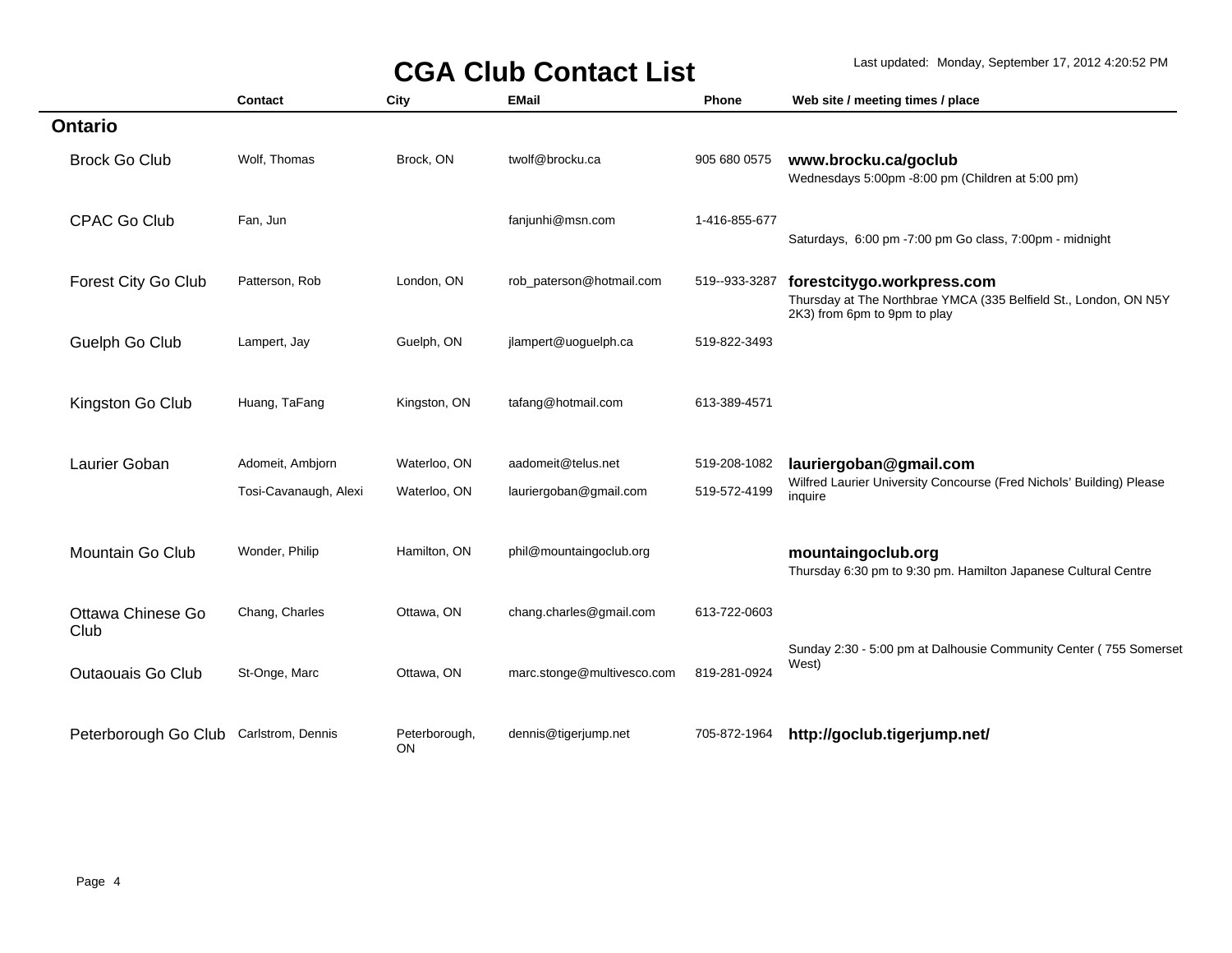# CGA Club Contact List

Last updated: Monday, September 17, 2012 4:20:52 PM

| | Contact | City | EMail | Phone | Web site / meeting times / place |
|---|---|---|---|---|---|
| **Ontario** | | | | | |
| Brock Go Club | Wolf, Thomas | Brock, ON | twolf@brocku.ca | 905 680 0575 | **www.brocku.ca/goclub** Wednesdays 5:00pm -8:00 pm (Children at 5:00 pm) |
| CPAC Go Club | Fan, Jun | | fanjunhi@msn.com | 1-416-855-677 | Saturdays, 6:00 pm -7:00 pm Go class, 7:00pm - midnight |
| Forest City Go Club | Patterson, Rob | London, ON | rob_paterson@hotmail.com | 519--933-3287 | **forestcitygo.workpress.com** Thursday at The Northbrae YMCA (335 Belfield St., London, ON N5Y 2K3) from 6pm to 9pm to play |
| Guelph Go Club | Lampert, Jay | Guelph, ON | jlampert@uoguelph.ca | 519-822-3493 | |
| Kingston Go Club | Huang, TaFang | Kingston, ON | tafang@hotmail.com | 613-389-4571 | |
| Laurier Goban | Adomeit, Ambjorn | Waterloo, ON | aadomeit@telus.net | 519-208-1082 | **lauriergoban@gmail.com** Wilfred Laurier University Concourse (Fred Nichols' Building) Please inquire |
| | Tosi-Cavanaugh, Alexi | Waterloo, ON | lauriergoban@gmail.com | 519-572-4199 | |
| Mountain Go Club | Wonder, Philip | Hamilton, ON | phil@mountaingoclub.org | | **mountaingoclub.org** Thursday 6:30 pm to 9:30 pm. Hamilton Japanese Cultural Centre |
| Ottawa Chinese Go Club | Chang, Charles | Ottawa, ON | chang.charles@gmail.com | 613-722-0603 | Sunday 2:30 - 5:00 pm at Dalhousie Community Center ( 755 Somerset West) |
| Outaouais Go Club | St-Onge, Marc | Ottawa, ON | marc.stonge@multivesco.com | 819-281-0924 | |
| Peterborough Go Club | Carlstrom, Dennis | Peterborough, ON | dennis@tigerjump.net | 705-872-1964 | **http://goclub.tigerjump.net/** |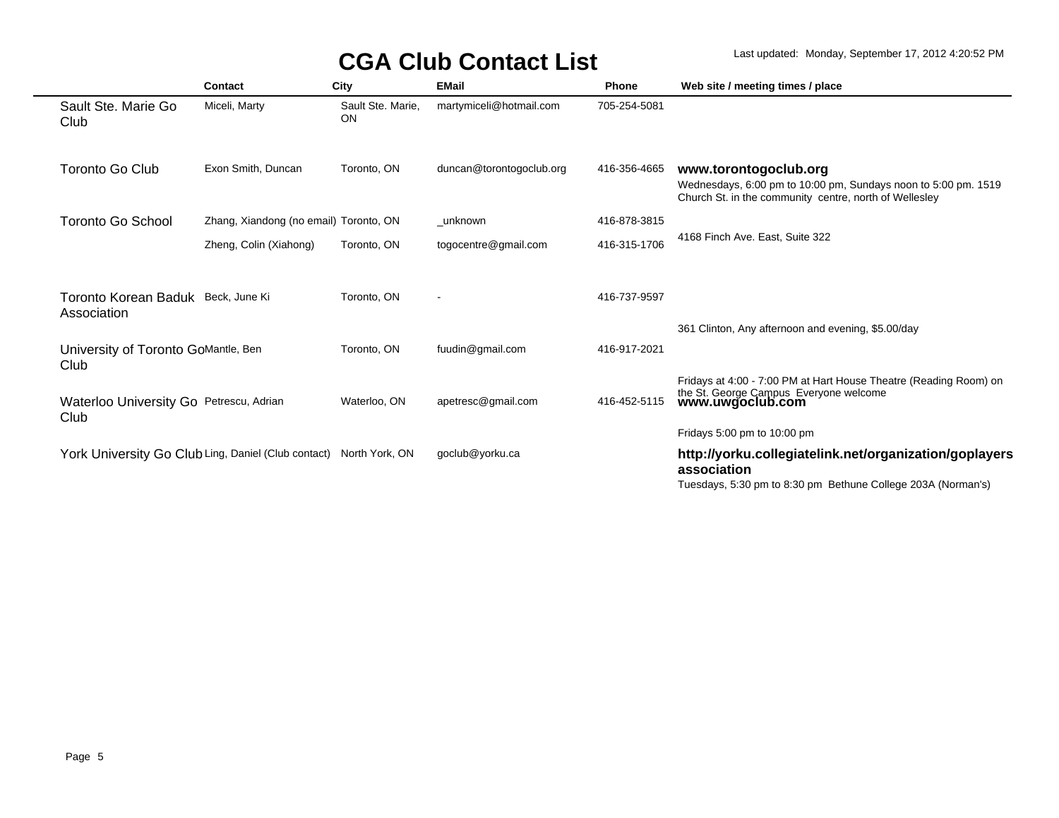# CGA Club Contact List

Last updated: Monday, September 17, 2012 4:20:52 PM

| | Contact | City | EMail | Phone | Web site / meeting times / place |
|---|---|---|---|---|---|
| Sault Ste. Marie Go Club | Miceli, Marty | Sault Ste. Marie, ON | martymiceli@hotmail.com | 705-254-5081 | |
| Toronto Go Club | Exon Smith, Duncan | Toronto, ON | duncan@torontogoclub.org | 416-356-4665 | **www.torontogoclub.org** Wednesdays, 6:00 pm to 10:00 pm, Sundays noon to 5:00 pm. 1519 Church St. in the community centre, north of Wellesley |
| Toronto Go School | Zhang, Xiandong (no email) | Toronto, ON | _unknown | 416-878-3815 | 4168 Finch Ave. East, Suite 322 |
| | Zheng, Colin (Xiahong) | Toronto, ON | togocentre@gmail.com | 416-315-1706 | |
| Toronto Korean Baduk Association | Beck, June Ki | Toronto, ON | - | 416-737-9597 | 361 Clinton, Any afternoon and evening, $5.00/day |
| University of Toronto Go Club | Mantle, Ben | Toronto, ON | fuudin@gmail.com | 416-917-2021 | Fridays at 4:00 - 7:00 PM at Hart House Theatre (Reading Room) on the St. George Campus Everyone welcome |
| Waterloo University Go Club | Petrescu, Adrian | Waterloo, ON | apetresc@gmail.com | 416-452-5115 | **www.uwgoclub.com** Fridays 5:00 pm to 10:00 pm |
| York University Go Club | Ling, Daniel (Club contact) | North York, ON | goclub@yorku.ca | | **http://yorku.collegiatelink.net/organization/goplayersassociation** Tuesdays, 5:30 pm to 8:30 pm Bethune College 203A (Norman's) |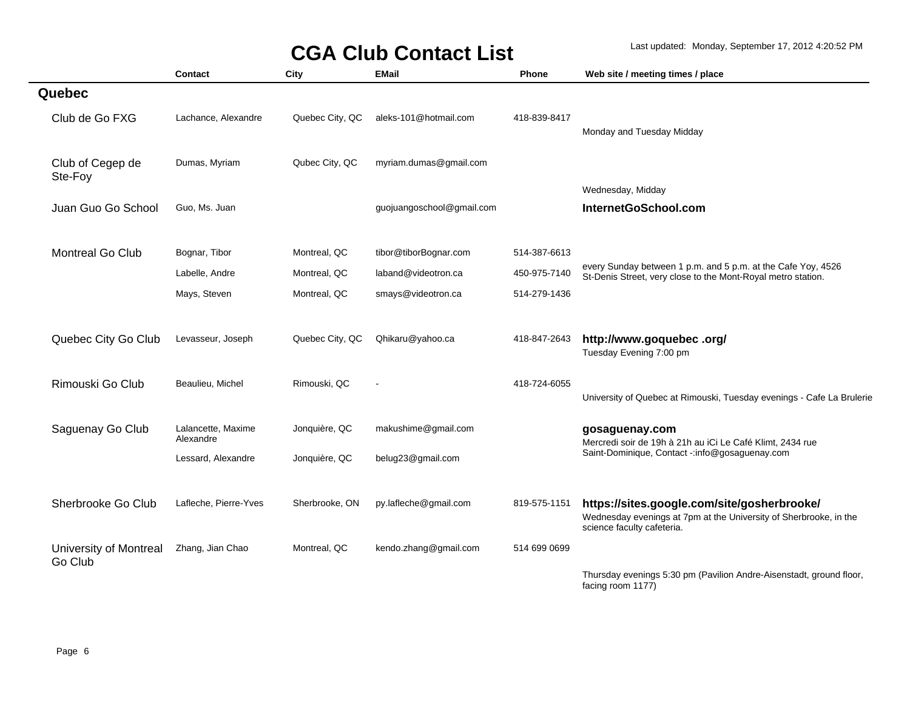# CGA Club Contact List

Last updated: Monday, September 17, 2012 4:20:52 PM

## Quebec

| | Contact | City | EMail | Phone | Web site / meeting times / place |
|---|---|---|---|---|---|
| Club de Go FXG | Lachance, Alexandre | Quebec City, QC | aleks-101@hotmail.com | 418-839-8417 | Monday and Tuesday Midday |
| Club of Cegep de Ste-Foy | Dumas, Myriam | Qubec City, QC | myriam.dumas@gmail.com | | Wednesday, Midday |
| Juan Guo Go School | Guo, Ms. Juan | | guojuangoschool@gmail.com | | **InternetGoSchool.com** |
| Montreal Go Club | Bognar, Tibor | Montreal, QC | tibor@tiborBognar.com | 514-387-6613 | every Sunday between 1 p.m. and 5 p.m. at the Cafe Yoy, 4526 St-Denis Street, very close to the Mont-Royal metro station. |
| | Labelle, Andre | Montreal, QC | laband@videotron.ca | 450-975-7140 | |
| | Mays, Steven | Montreal, QC | smays@videotron.ca | 514-279-1436 | |
| Quebec City Go Club | Levasseur, Joseph | Quebec City, QC | Qhikaru@yahoo.ca | 418-847-2643 | **http://www.goquebec .org/** Tuesday Evening 7:00 pm |
| Rimouski Go Club | Beaulieu, Michel | Rimouski, QC | - | 418-724-6055 | University of Quebec at Rimouski, Tuesday evenings - Cafe La Brulerie |
| Saguenay Go Club | Lalancette, Maxime Alexandre | Jonquière, QC | makushime@gmail.com | | **gosaguenay.com** Mercredi soir de 19h à 21h au iCi Le Café Klimt, 2434 rue Saint-Dominique, Contact -:info@gosaguenay.com |
| | Lessard, Alexandre | Jonquière, QC | belug23@gmail.com | | |
| Sherbrooke Go Club | Lafleche, Pierre-Yves | Sherbrooke, ON | py.lafleche@gmail.com | 819-575-1151 | **https://sites.google.com/site/gosherbrooke/** Wednesday evenings at 7pm at the University of Sherbrooke, in the science faculty cafeteria. |
| University of Montreal Go Club | Zhang, Jian Chao | Montreal, QC | kendo.zhang@gmail.com | 514 699 0699 | Thursday evenings 5:30 pm (Pavilion Andre-Aisenstadt, ground floor, facing room 1177) |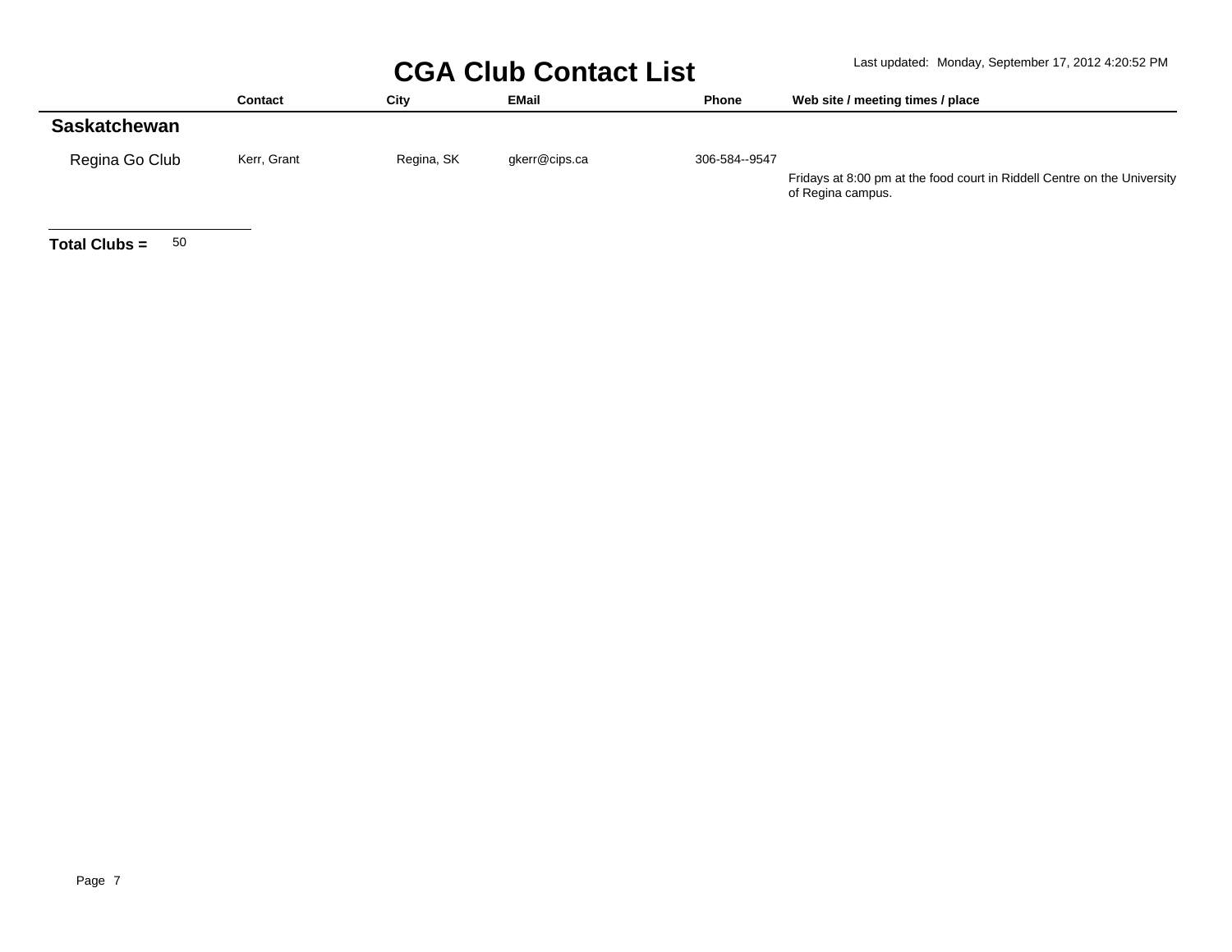# CGA Club Contact List

Last updated: Monday, September 17, 2012 4:20:52 PM

| | Contact | City | EMail | Phone | Web site / meeting times / place |
|---|---|---|---|---|---|
| **Saskatchewan** | | | | | |
| Regina Go Club | Kerr, Grant | Regina, SK | gkerr@cips.ca | 306-584--9547 | Fridays at 8:00 pm at the food court in Riddell Centre on the University of Regina campus. |

**Total Clubs =** 50